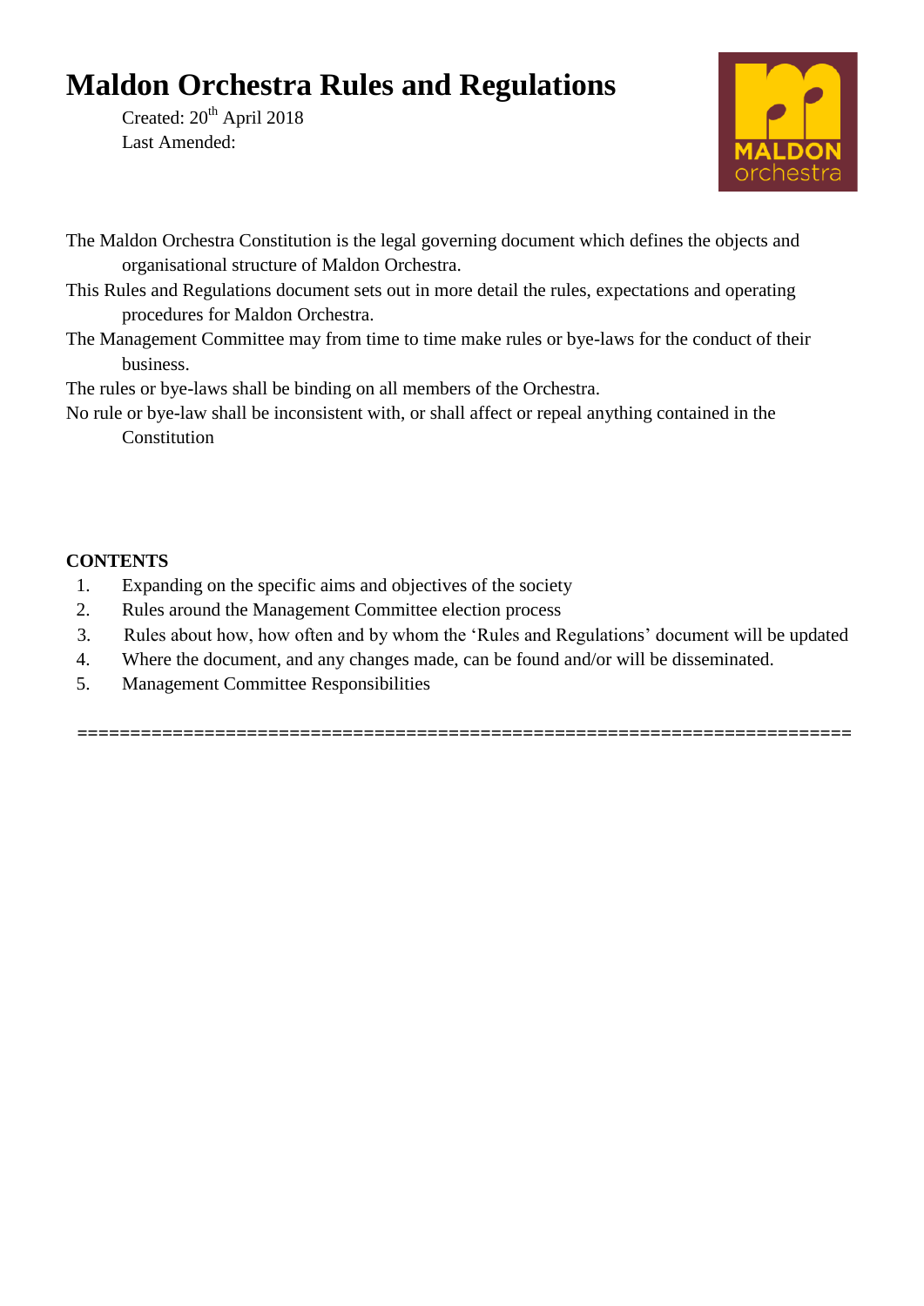# Maldon Orchestra Rules and Regulations

Created: 20th April 2018
Last Amended:

The Maldon Orchestra Constitution is the legal governing document which defines the objects and organisational structure of Maldon Orchestra.

This Rules and Regulations document sets out in more detail the rules, expectations and operating procedures for Maldon Orchestra.

The Management Committee may from time to time make rules or bye-laws for the conduct of their business.

The rules or bye-laws shall be binding on all members of the Orchestra.

No rule or bye-law shall be inconsistent with, or shall affect or repeal anything contained in the Constitution

**CONTENTS**

1. Expanding on the specific aims and objectives of the society
2. Rules around the Management Committee election process
3. Rules about how, how often and by whom the 'Rules and Regulations' document will be updated
4. Where the document, and any changes made, can be found and/or will be disseminated.
5. Management Committee Responsibilities

======================================================================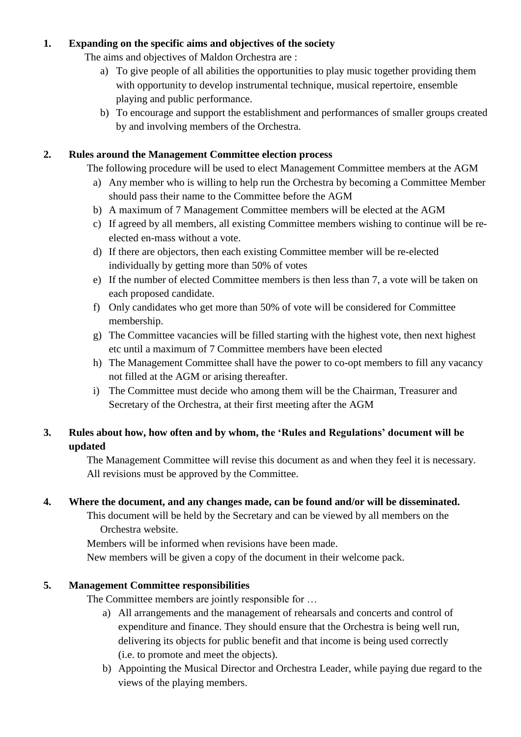**1. Expanding on the specific aims and objectives of the society**

The aims and objectives of Maldon Orchestra are :

a) To give people of all abilities the opportunities to play music together providing them with opportunity to develop instrumental technique, musical repertoire, ensemble playing and public performance.
b) To encourage and support the establishment and performances of smaller groups created by and involving members of the Orchestra.

**2. Rules around the Management Committee election process**

The following procedure will be used to elect Management Committee members at the AGM

a) Any member who is willing to help run the Orchestra by becoming a Committee Member should pass their name to the Committee before the AGM
b) A maximum of 7 Management Committee members will be elected at the AGM
c) If agreed by all members, all existing Committee members wishing to continue will be re-elected en-mass without a vote.
d) If there are objectors, then each existing Committee member will be re-elected individually by getting more than 50% of votes
e) If the number of elected Committee members is then less than 7, a vote will be taken on each proposed candidate.
f) Only candidates who get more than 50% of vote will be considered for Committee membership.
g) The Committee vacancies will be filled starting with the highest vote, then next highest etc until a maximum of 7 Committee members have been elected
h) The Management Committee shall have the power to co-opt members to fill any vacancy not filled at the AGM or arising thereafter.
i) The Committee must decide who among them will be the Chairman, Treasurer and Secretary of the Orchestra, at their first meeting after the AGM

**3. Rules about how, how often and by whom, the 'Rules and Regulations' document will be updated**

The Management Committee will revise this document as and when they feel it is necessary. All revisions must be approved by the Committee.

**4. Where the document, and any changes made, can be found and/or will be disseminated.**

This document will be held by the Secretary and can be viewed by all members on the Orchestra website.

Members will be informed when revisions have been made.

New members will be given a copy of the document in their welcome pack.

**5. Management Committee responsibilities**

The Committee members are jointly responsible for …

a) All arrangements and the management of rehearsals and concerts and control of expenditure and finance. They should ensure that the Orchestra is being well run, delivering its objects for public benefit and that income is being used correctly (i.e. to promote and meet the objects).
b) Appointing the Musical Director and Orchestra Leader, while paying due regard to the views of the playing members.